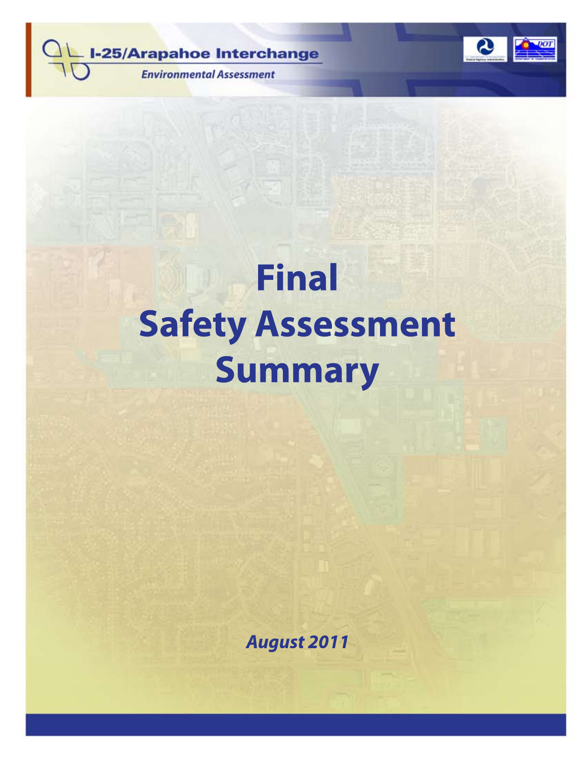I-25/Arapahoe Interchange

*Environmental Assessment*

# Final Safety Assessment Summary

***August 2011***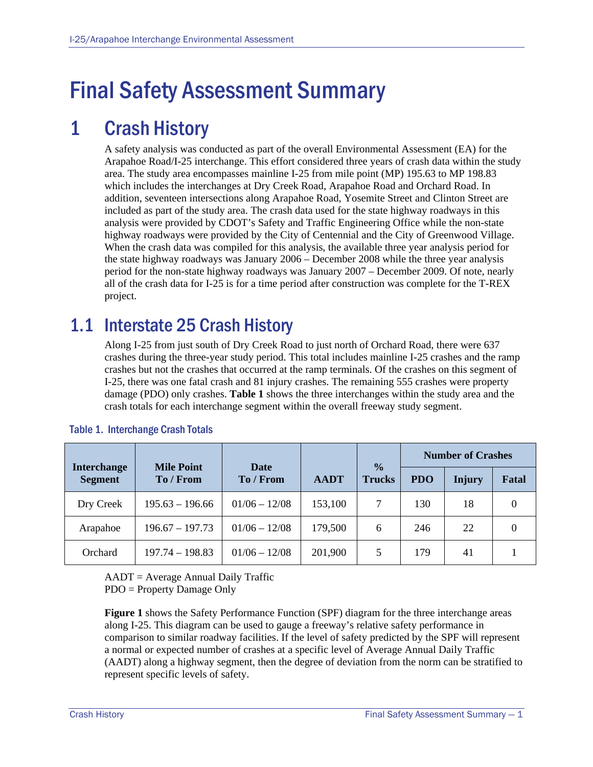# Final Safety Assessment Summary

## 1 Crash History

A safety analysis was conducted as part of the overall Environmental Assessment (EA) for the Arapahoe Road/I-25 interchange. This effort considered three years of crash data within the study area. The study area encompasses mainline I-25 from mile point (MP) 195.63 to MP 198.83 which includes the interchanges at Dry Creek Road, Arapahoe Road and Orchard Road. In addition, seventeen intersections along Arapahoe Road, Yosemite Street and Clinton Street are included as part of the study area. The crash data used for the state highway roadways in this analysis were provided by CDOT's Safety and Traffic Engineering Office while the non-state highway roadways were provided by the City of Centennial and the City of Greenwood Village. When the crash data was compiled for this analysis, the available three year analysis period for the state highway roadways was January 2006 – December 2008 while the three year analysis period for the non-state highway roadways was January 2007 – December 2009. Of note, nearly all of the crash data for I-25 is for a time period after construction was complete for the T-REX project.

## 1.1 Interstate 25 Crash History

Along I-25 from just south of Dry Creek Road to just north of Orchard Road, there were 637 crashes during the three-year study period. This total includes mainline I-25 crashes and the ramp crashes but not the crashes that occurred at the ramp terminals. Of the crashes on this segment of I-25, there was one fatal crash and 81 injury crashes. The remaining 555 crashes were property damage (PDO) only crashes. **Table 1** shows the three interchanges within the study area and the crash totals for each interchange segment within the overall freeway study segment.

**Table 1. Interchange Crash Totals**

| Interchange Segment | Mile Point To / From | Date To / From | AADT | % Trucks | Number of Crashes | | |
|---|---|---|---|---|---|---|---|
| | | | | | PDO | Injury | Fatal |
| Dry Creek | 195.63 – 196.66 | 01/06 – 12/08 | 153,100 | 7 | 130 | 18 | 0 |
| Arapahoe | 196.67 – 197.73 | 01/06 – 12/08 | 179,500 | 6 | 246 | 22 | 0 |
| Orchard | 197.74 – 198.83 | 01/06 – 12/08 | 201,900 | 5 | 179 | 41 | 1 |

AADT = Average Annual Daily Traffic
PDO = Property Damage Only

**Figure 1** shows the Safety Performance Function (SPF) diagram for the three interchange areas along I-25. This diagram can be used to gauge a freeway's relative safety performance in comparison to similar roadway facilities. If the level of safety predicted by the SPF will represent a normal or expected number of crashes at a specific level of Average Annual Daily Traffic (AADT) along a highway segment, then the degree of deviation from the norm can be stratified to represent specific levels of safety.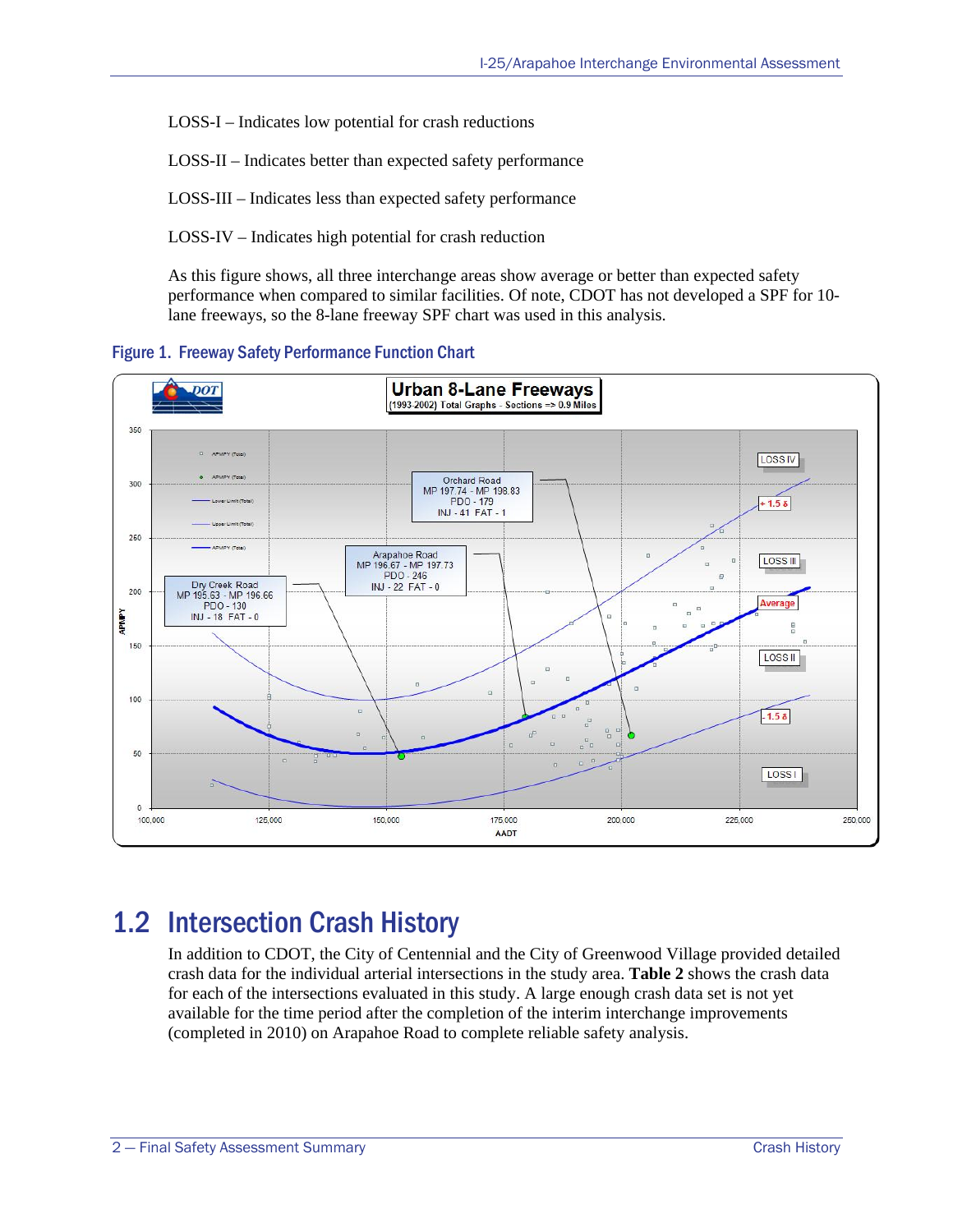LOSS-I – Indicates low potential for crash reductions

LOSS-II – Indicates better than expected safety performance

LOSS-III – Indicates less than expected safety performance

LOSS-IV – Indicates high potential for crash reduction

As this figure shows, all three interchange areas show average or better than expected safety performance when compared to similar facilities. Of note, CDOT has not developed a SPF for 10-lane freeways, so the 8-lane freeway SPF chart was used in this analysis.

**Figure 1. Freeway Safety Performance Function Chart**

## 1.2 Intersection Crash History

In addition to CDOT, the City of Centennial and the City of Greenwood Village provided detailed crash data for the individual arterial intersections in the study area. **Table 2** shows the crash data for each of the intersections evaluated in this study. A large enough crash data set is not yet available for the time period after the completion of the interim interchange improvements (completed in 2010) on Arapahoe Road to complete reliable safety analysis.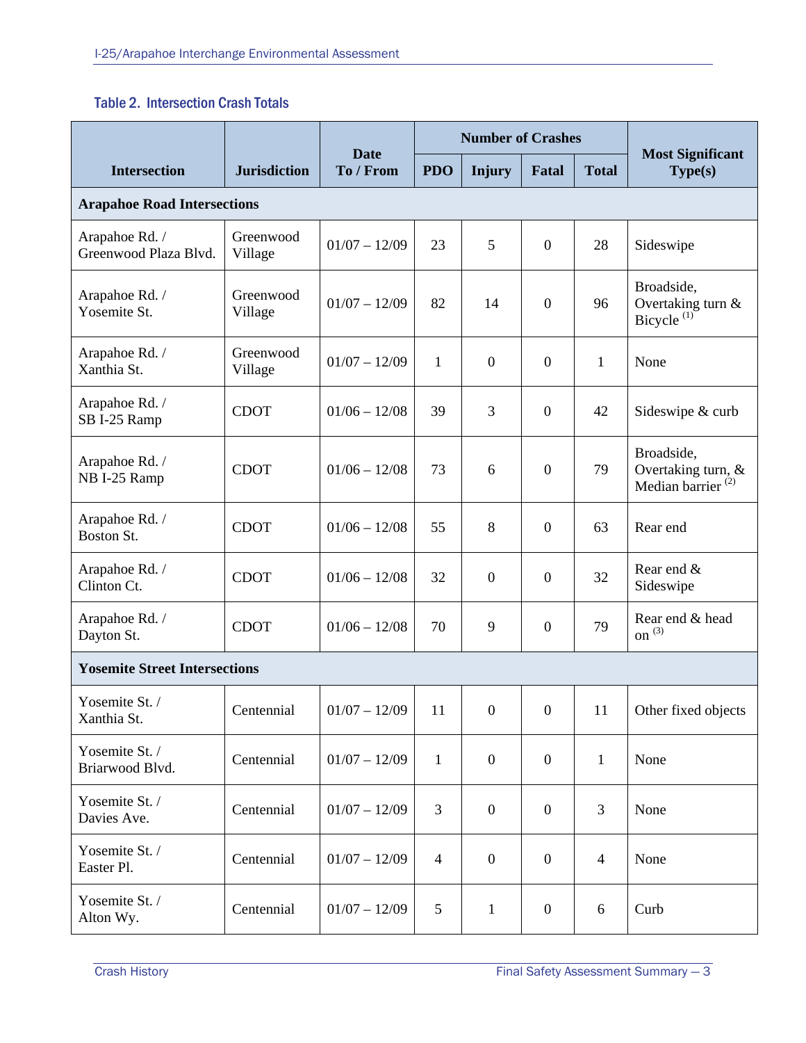### Table 2. Intersection Crash Totals

| Intersection | Jurisdiction | Date To / From | Number of Crashes | | | | Most Significant Type(s) |
|---|---|---|---|---|---|---|---|
| | | | PDO | Injury | Fatal | Total | |
| **Arapahoe Road Intersections** | | | | | | | |
| Arapahoe Rd. / Greenwood Plaza Blvd. | Greenwood Village | 01/07 – 12/09 | 23 | 5 | 0 | 28 | Sideswipe |
| Arapahoe Rd. / Yosemite St. | Greenwood Village | 01/07 – 12/09 | 82 | 14 | 0 | 96 | Broadside, Overtaking turn & Bicycle (1) |
| Arapahoe Rd. / Xanthia St. | Greenwood Village | 01/07 – 12/09 | 1 | 0 | 0 | 1 | None |
| Arapahoe Rd. / SB I-25 Ramp | CDOT | 01/06 – 12/08 | 39 | 3 | 0 | 42 | Sideswipe & curb |
| Arapahoe Rd. / NB I-25 Ramp | CDOT | 01/06 – 12/08 | 73 | 6 | 0 | 79 | Broadside, Overtaking turn, & Median barrier (2) |
| Arapahoe Rd. / Boston St. | CDOT | 01/06 – 12/08 | 55 | 8 | 0 | 63 | Rear end |
| Arapahoe Rd. / Clinton Ct. | CDOT | 01/06 – 12/08 | 32 | 0 | 0 | 32 | Rear end & Sideswipe |
| Arapahoe Rd. / Dayton St. | CDOT | 01/06 – 12/08 | 70 | 9 | 0 | 79 | Rear end & head on (3) |
| **Yosemite Street Intersections** | | | | | | | |
| Yosemite St. / Xanthia St. | Centennial | 01/07 – 12/09 | 11 | 0 | 0 | 11 | Other fixed objects |
| Yosemite St. / Briarwood Blvd. | Centennial | 01/07 – 12/09 | 1 | 0 | 0 | 1 | None |
| Yosemite St. / Davies Ave. | Centennial | 01/07 – 12/09 | 3 | 0 | 0 | 3 | None |
| Yosemite St. / Easter Pl. | Centennial | 01/07 – 12/09 | 4 | 0 | 0 | 4 | None |
| Yosemite St. / Alton Wy. | Centennial | 01/07 – 12/09 | 5 | 1 | 0 | 6 | Curb |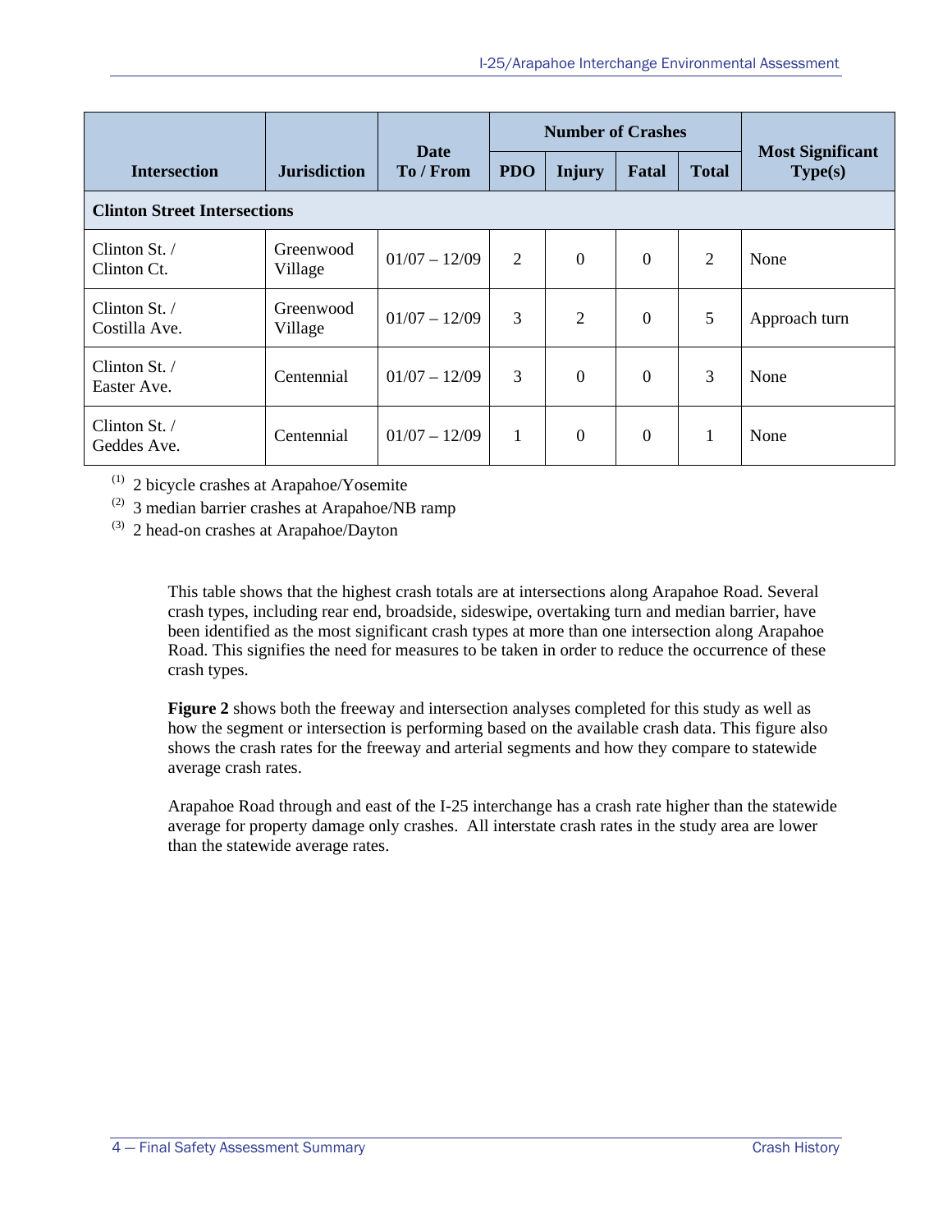| Intersection | Jurisdiction | Date To / From | Number of Crashes | | | | Most Significant Type(s) |
|---|---|---|---|---|---|---|---|
| | | | PDO | Injury | Fatal | Total | |
| **Clinton Street Intersections** | | | | | | | |
| Clinton St. / Clinton Ct. | Greenwood Village | 01/07 – 12/09 | 2 | 0 | 0 | 2 | None |
| Clinton St. / Costilla Ave. | Greenwood Village | 01/07 – 12/09 | 3 | 2 | 0 | 5 | Approach turn |
| Clinton St. / Easter Ave. | Centennial | 01/07 – 12/09 | 3 | 0 | 0 | 3 | None |
| Clinton St. / Geddes Ave. | Centennial | 01/07 – 12/09 | 1 | 0 | 0 | 1 | None |

(1) 2 bicycle crashes at Arapahoe/Yosemite
(2) 3 median barrier crashes at Arapahoe/NB ramp
(3) 2 head-on crashes at Arapahoe/Dayton

This table shows that the highest crash totals are at intersections along Arapahoe Road. Several crash types, including rear end, broadside, sideswipe, overtaking turn and median barrier, have been identified as the most significant crash types at more than one intersection along Arapahoe Road. This signifies the need for measures to be taken in order to reduce the occurrence of these crash types.

**Figure 2** shows both the freeway and intersection analyses completed for this study as well as how the segment or intersection is performing based on the available crash data. This figure also shows the crash rates for the freeway and arterial segments and how they compare to statewide average crash rates.

Arapahoe Road through and east of the I-25 interchange has a crash rate higher than the statewide average for property damage only crashes. All interstate crash rates in the study area are lower than the statewide average rates.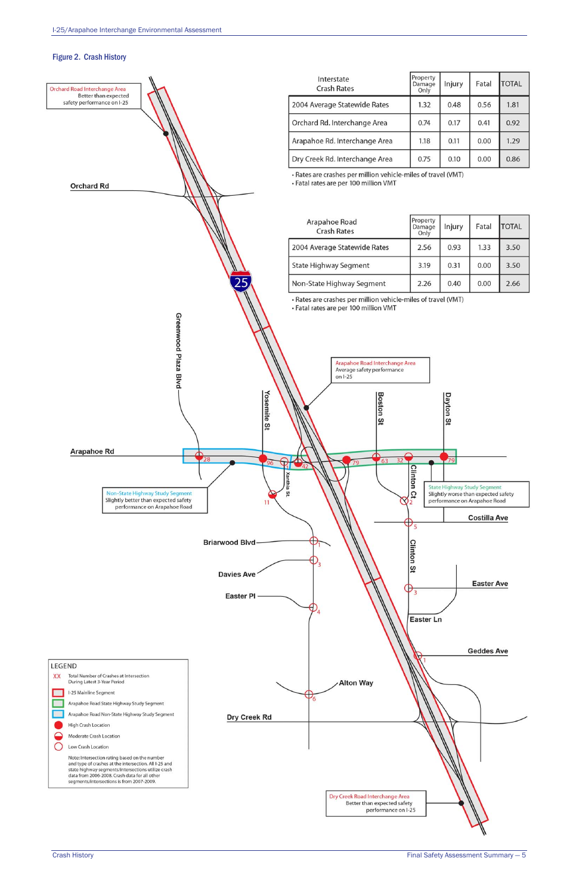## Figure 2. Crash History

| Interstate Crash Rates | Property Damage Only | Injury | Fatal | TOTAL |
|---|---|---|---|---|
| 2004 Average Statewide Rates | 1.32 | 0.48 | 0.56 | 1.81 |
| Orchard Rd. Interchange Area | 0.74 | 0.17 | 0.41 | 0.92 |
| Arapahoe Rd. Interchange Area | 1.18 | 0.11 | 0.00 | 1.29 |
| Dry Creek Rd. Interchange Area | 0.75 | 0.10 | 0.00 | 0.86 |

- Rates are crashes per million vehicle-miles of travel (VMT)
- Fatal rates are per 100 million VMT

| Arapahoe Road Crash Rates | Property Damage Only | Injury | Fatal | TOTAL |
|---|---|---|---|---|
| 2004 Average Statewide Rates | 2.56 | 0.93 | 1.33 | 3.50 |
| State Highway Segment | 3.19 | 0.31 | 0.00 | 3.50 |
| Non-State Highway Segment | 2.26 | 0.40 | 0.00 | 2.66 |

- Rates are crashes per million vehicle-miles of travel (VMT)
- Fatal rates are per 100 million VMT

Orchard Road Interchange Area
Better than expected safety performance on I-25

Arapahoe Road Interchange Area
Average safety performance on I-25

Non-State Highway Study Segment
Slightly better than expected safety performance on Arapahoe Road

State Highway Study Segment
Slightly worse than expected safety performance on Arapahoe Road

Dry Creek Road Interchange Area
Better than expected safety performance on I-25

Orchard Rd, Greenwood Plaza Blvd, Yosemite St, Boston St, Dayton St, Arapahoe Rd, Xanthia St, Clinton Ct, Costilla Ave, Briarwood Blvd, Davies Ave, Easter Pl, Clinton St, Easter Ave, Easter Ln, Geddes Ave, Alton Way, Dry Creek Rd

**LEGEND**

- XX Total Number of Crashes at Intersection During Latest 3-Year Period
- I-25 Mainline Segment
- Arapahoe Road State Highway Study Segment
- Arapahoe Road Non-State Highway Study Segment
- High Crash Location
- Moderate Crash Location
- Low Crash Location

Note: Intersection rating based on the number and type of crashes at the intersection. All I-25 and state highway segments/intersections utilize crash data from 2006-2008. Crash data for all other segments/intersections is from 2007-2009.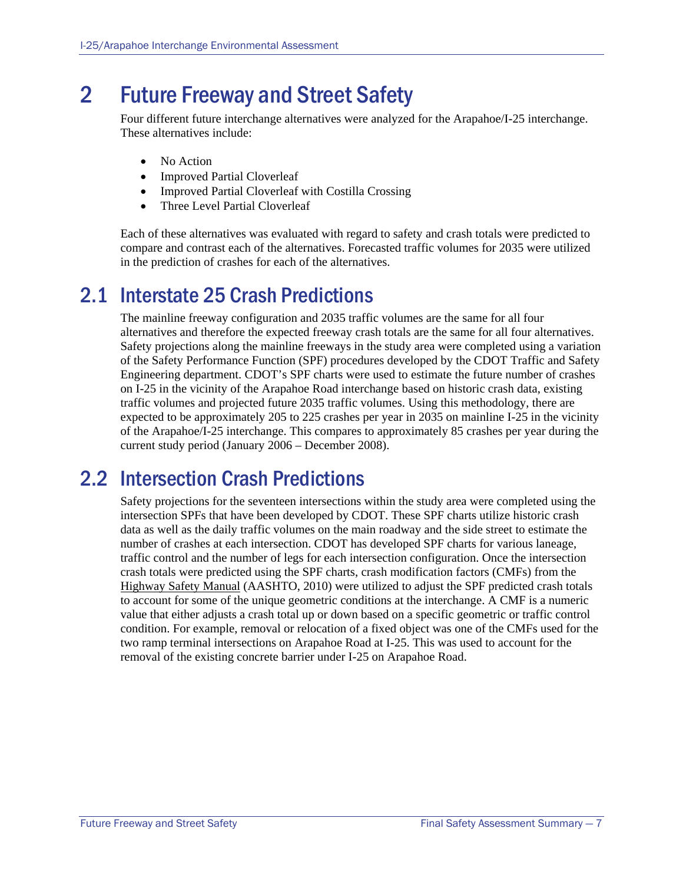# 2 Future Freeway and Street Safety

Four different future interchange alternatives were analyzed for the Arapahoe/I-25 interchange. These alternatives include:

- No Action
- Improved Partial Cloverleaf
- Improved Partial Cloverleaf with Costilla Crossing
- Three Level Partial Cloverleaf

Each of these alternatives was evaluated with regard to safety and crash totals were predicted to compare and contrast each of the alternatives. Forecasted traffic volumes for 2035 were utilized in the prediction of crashes for each of the alternatives.

## 2.1 Interstate 25 Crash Predictions

The mainline freeway configuration and 2035 traffic volumes are the same for all four alternatives and therefore the expected freeway crash totals are the same for all four alternatives. Safety projections along the mainline freeways in the study area were completed using a variation of the Safety Performance Function (SPF) procedures developed by the CDOT Traffic and Safety Engineering department. CDOT's SPF charts were used to estimate the future number of crashes on I-25 in the vicinity of the Arapahoe Road interchange based on historic crash data, existing traffic volumes and projected future 2035 traffic volumes. Using this methodology, there are expected to be approximately 205 to 225 crashes per year in 2035 on mainline I-25 in the vicinity of the Arapahoe/I-25 interchange. This compares to approximately 85 crashes per year during the current study period (January 2006 – December 2008).

## 2.2 Intersection Crash Predictions

Safety projections for the seventeen intersections within the study area were completed using the intersection SPFs that have been developed by CDOT. These SPF charts utilize historic crash data as well as the daily traffic volumes on the main roadway and the side street to estimate the number of crashes at each intersection. CDOT has developed SPF charts for various laneage, traffic control and the number of legs for each intersection configuration. Once the intersection crash totals were predicted using the SPF charts, crash modification factors (CMFs) from the Highway Safety Manual (AASHTO, 2010) were utilized to adjust the SPF predicted crash totals to account for some of the unique geometric conditions at the interchange. A CMF is a numeric value that either adjusts a crash total up or down based on a specific geometric or traffic control condition. For example, removal or relocation of a fixed object was one of the CMFs used for the two ramp terminal intersections on Arapahoe Road at I-25. This was used to account for the removal of the existing concrete barrier under I-25 on Arapahoe Road.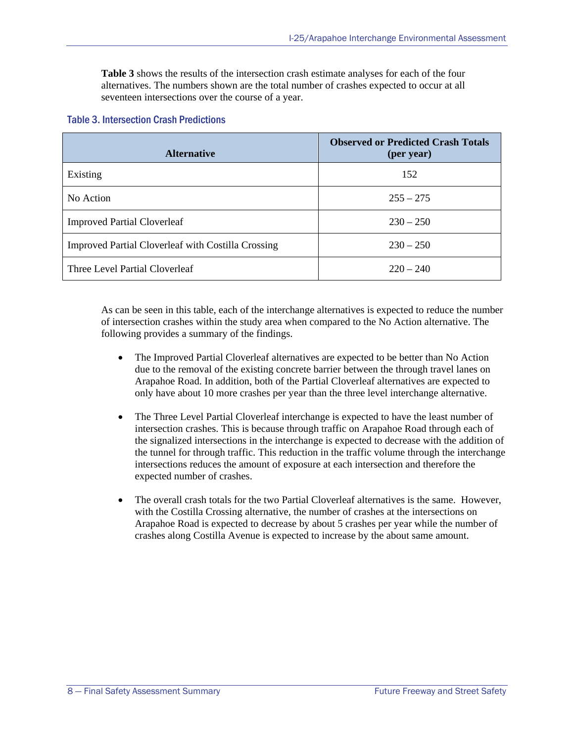**Table 3** shows the results of the intersection crash estimate analyses for each of the four alternatives. The numbers shown are the total number of crashes expected to occur at all seventeen intersections over the course of a year.

### Table 3. Intersection Crash Predictions

| Alternative | Observed or Predicted Crash Totals (per year) |
|---|---|
| Existing | 152 |
| No Action | 255 – 275 |
| Improved Partial Cloverleaf | 230 – 250 |
| Improved Partial Cloverleaf with Costilla Crossing | 230 – 250 |
| Three Level Partial Cloverleaf | 220 – 240 |

As can be seen in this table, each of the interchange alternatives is expected to reduce the number of intersection crashes within the study area when compared to the No Action alternative. The following provides a summary of the findings.

- The Improved Partial Cloverleaf alternatives are expected to be better than No Action due to the removal of the existing concrete barrier between the through travel lanes on Arapahoe Road. In addition, both of the Partial Cloverleaf alternatives are expected to only have about 10 more crashes per year than the three level interchange alternative.

- The Three Level Partial Cloverleaf interchange is expected to have the least number of intersection crashes. This is because through traffic on Arapahoe Road through each of the signalized intersections in the interchange is expected to decrease with the addition of the tunnel for through traffic. This reduction in the traffic volume through the interchange intersections reduces the amount of exposure at each intersection and therefore the expected number of crashes.

- The overall crash totals for the two Partial Cloverleaf alternatives is the same. However, with the Costilla Crossing alternative, the number of crashes at the intersections on Arapahoe Road is expected to decrease by about 5 crashes per year while the number of crashes along Costilla Avenue is expected to increase by the about same amount.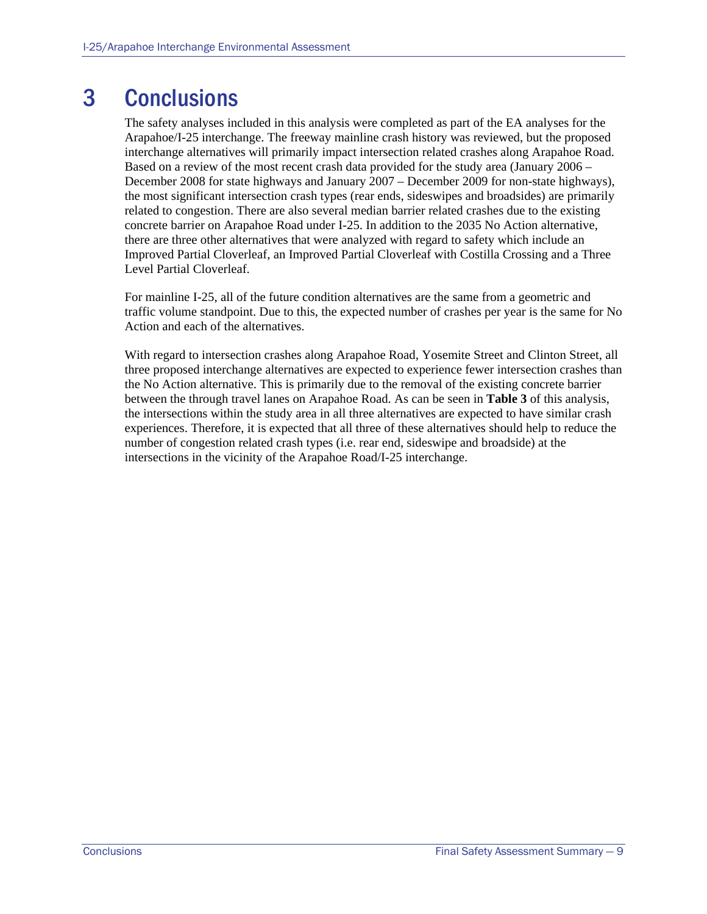# 3 Conclusions

The safety analyses included in this analysis were completed as part of the EA analyses for the Arapahoe/I-25 interchange. The freeway mainline crash history was reviewed, but the proposed interchange alternatives will primarily impact intersection related crashes along Arapahoe Road. Based on a review of the most recent crash data provided for the study area (January 2006 – December 2008 for state highways and January 2007 – December 2009 for non-state highways), the most significant intersection crash types (rear ends, sideswipes and broadsides) are primarily related to congestion. There are also several median barrier related crashes due to the existing concrete barrier on Arapahoe Road under I-25. In addition to the 2035 No Action alternative, there are three other alternatives that were analyzed with regard to safety which include an Improved Partial Cloverleaf, an Improved Partial Cloverleaf with Costilla Crossing and a Three Level Partial Cloverleaf.

For mainline I-25, all of the future condition alternatives are the same from a geometric and traffic volume standpoint. Due to this, the expected number of crashes per year is the same for No Action and each of the alternatives.

With regard to intersection crashes along Arapahoe Road, Yosemite Street and Clinton Street, all three proposed interchange alternatives are expected to experience fewer intersection crashes than the No Action alternative. This is primarily due to the removal of the existing concrete barrier between the through travel lanes on Arapahoe Road. As can be seen in **Table 3** of this analysis, the intersections within the study area in all three alternatives are expected to have similar crash experiences. Therefore, it is expected that all three of these alternatives should help to reduce the number of congestion related crash types (i.e. rear end, sideswipe and broadside) at the intersections in the vicinity of the Arapahoe Road/I-25 interchange.